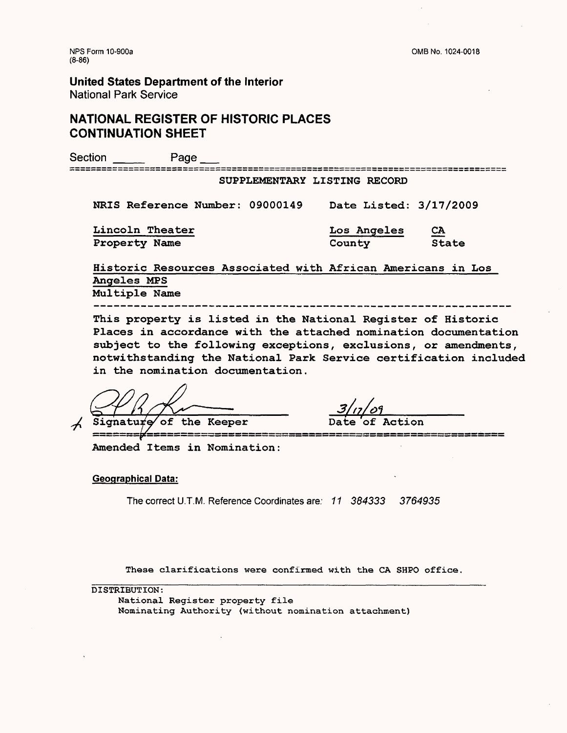NPS Form 10-900a
(8-86)

OMB No. 1024-0018

**United States Department of the Interior**
National Park Service

## NATIONAL REGISTER OF HISTORIC PLACES CONTINUATION SHEET

Section _____ Page ___

SUPPLEMENTARY LISTING RECORD

NRIS Reference Number: 09000149 Date Listed: 3/17/2009

| Lincoln Theater | Los Angeles | CA |
|---|---|---|
| Property Name | County | State |

Historic Resources Associated with African Americans in Los Angeles MPS
Multiple Name

This property is listed in the National Register of Historic Places in accordance with the attached nomination documentation subject to the following exceptions, exclusions, or amendments, notwithstanding the National Park Service certification included in the nomination documentation.

Signature of the Keeper — Date of Action: 3/17/09

Amended Items in Nomination:

**Geographical Data:**

The correct U.T.M. Reference Coordinates are: *11 384333 3764935*

These clarifications were confirmed with the CA SHPO office.

DISTRIBUTION:
National Register property file
Nominating Authority (without nomination attachment)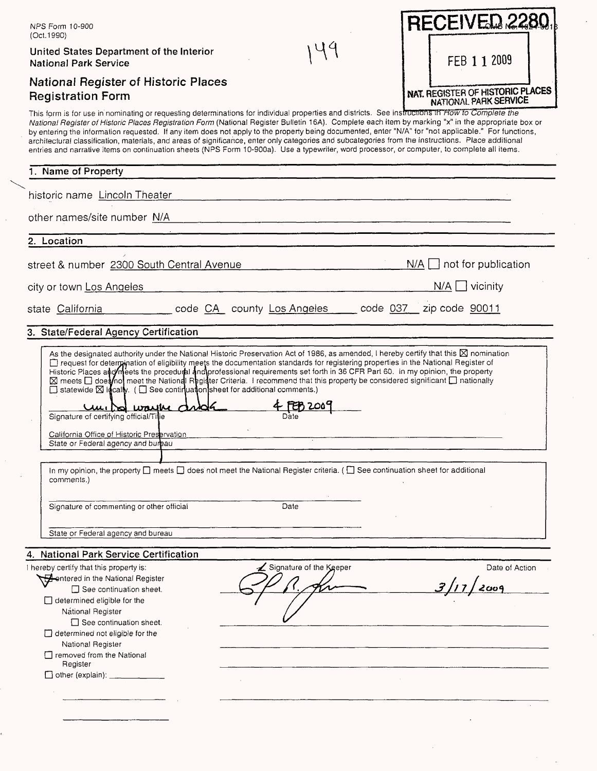NPS Form 10-900
(Oct.1990)

United States Department of the Interior
National Park Service

149

RECEIVED 2280

FEB 11 2009

NAT. REGISTER OF HISTORIC PLACES
NATIONAL PARK SERVICE

# National Register of Historic Places Registration Form

This form is for use in nominating or requesting determinations for individual properties and districts. See instructions in *How to Complete the National Register of Historic Places Registration Form* (National Register Bulletin 16A). Complete each item by marking "x" in the appropriate box or by entering the information requested. If any item does not apply to the property being documented, enter "N/A" for "not applicable." For functions, architectural classification, materials, and areas of significance, enter only categories and subcategories from the instructions. Place additional entries and narrative items on continuation sheets (NPS Form 10-900a). Use a typewriter, word processor, or computer, to complete all items.

## 1. Name of Property

historic name Lincoln Theater

other names/site number N/A

## 2. Location

street & number 2300 South Central Avenue N/A ☐ not for publication

city or town Los Angeles N/A ☐ vicinity

state California code CA county Los Angeles code 037 zip code 90011

## 3. State/Federal Agency Certification

As the designated authority under the National Historic Preservation Act of 1986, as amended, I hereby certify that this ☒ nomination ☐ request for determination of eligibility meets the documentation standards for registering properties in the National Register of Historic Places and meets the procedural and professional requirements set forth in 36 CFR Part 60. In my opinion, the property ☒ meets ☐ does not meet the National Register Criteria. I recommend that this property be considered significant ☐ nationally ☐ statewide ☒ locally. ( ☐ See continuation sheet for additional comments.)

Signature of certifying official/Title — Date: 4 FEB 2009

California Office of Historic Preservation
State or Federal agency and bureau

In my opinion, the property ☐ meets ☐ does not meet the National Register criteria. ( ☐ See continuation sheet for additional comments.)

Signature of commenting or other official — Date

State or Federal agency and bureau

## 4. National Park Service Certification

I hereby certify that this property is:

- ☒ entered in the National Register
  - ☐ See continuation sheet.
- ☐ determined eligible for the National Register
  - ☐ See continuation sheet.
- ☐ determined not eligible for the National Register
- ☐ removed from the National Register
- ☐ other (explain): ____________

Signature of the Keeper — Date of Action: 3/17/2009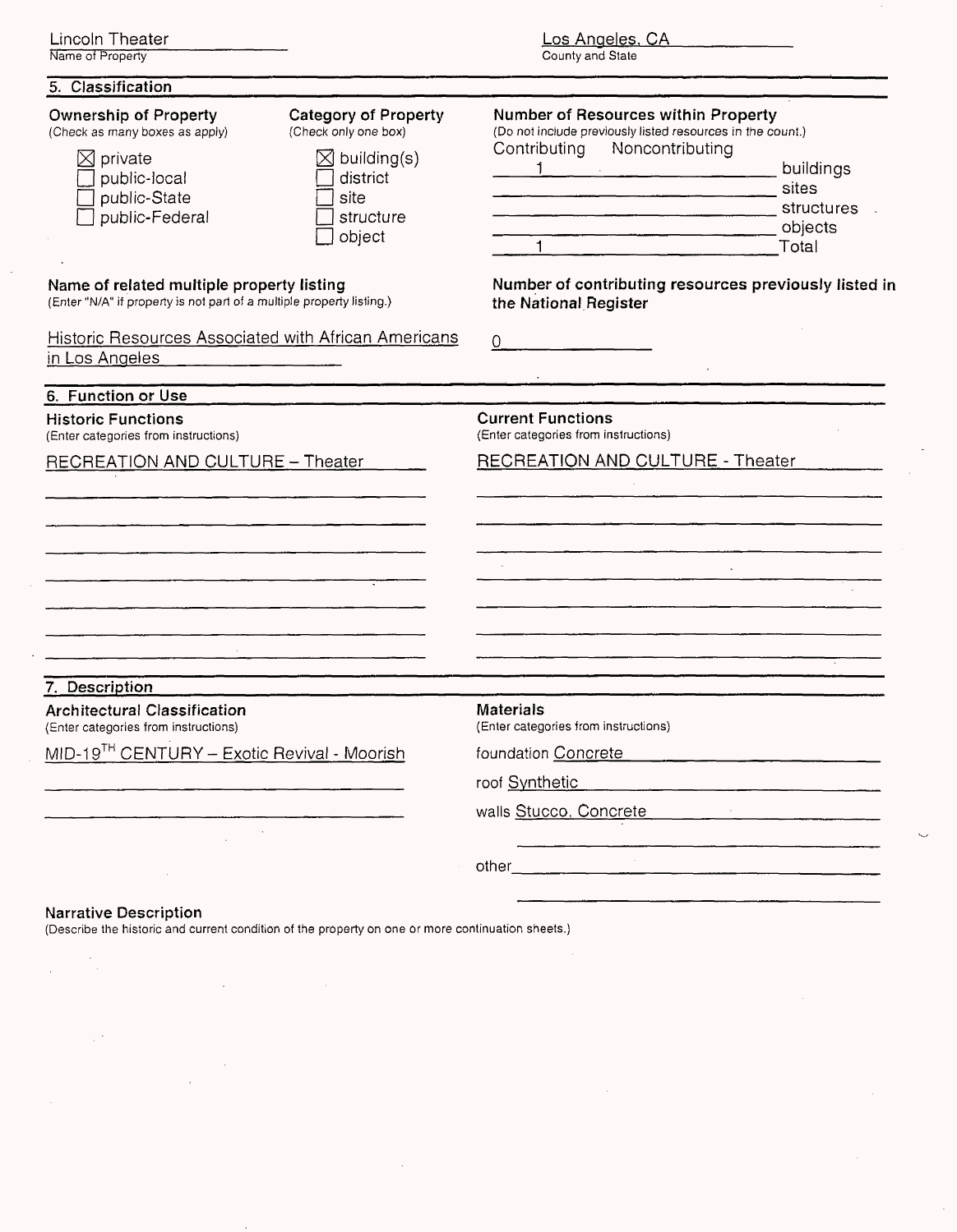Lincoln Theater
Name of Property

Los Angeles, CA
County and State

## 5. Classification

**Ownership of Property**
(Check as many boxes as apply)

- [x] private
- [ ] public-local
- [ ] public-State
- [ ] public-Federal

**Category of Property**
(Check only one box)

- [x] building(s)
- [ ] district
- [ ] site
- [ ] structure
- [ ] object

**Number of Resources within Property**
(Do not include previously listed resources in the count.)

| Contributing | Noncontributing | |
|---|---|---|
| 1 | | buildings |
| | | sites |
| | | structures |
| | | objects |
| 1 | | Total |

**Name of related multiple property listing**
(Enter "N/A" if property is not part of a multiple property listing.)

Historic Resources Associated with African Americans in Los Angeles

**Number of contributing resources previously listed in the National Register**

0

## 6. Function or Use

**Historic Functions**
(Enter categories from instructions)

RECREATION AND CULTURE – Theater

**Current Functions**
(Enter categories from instructions)

RECREATION AND CULTURE - Theater

## 7. Description

**Architectural Classification**
(Enter categories from instructions)

MID-19TH CENTURY – Exotic Revival - Moorish

**Materials**
(Enter categories from instructions)

foundation Concrete

roof Synthetic

walls Stucco, Concrete

other

**Narrative Description**
(Describe the historic and current condition of the property on one or more continuation sheets.)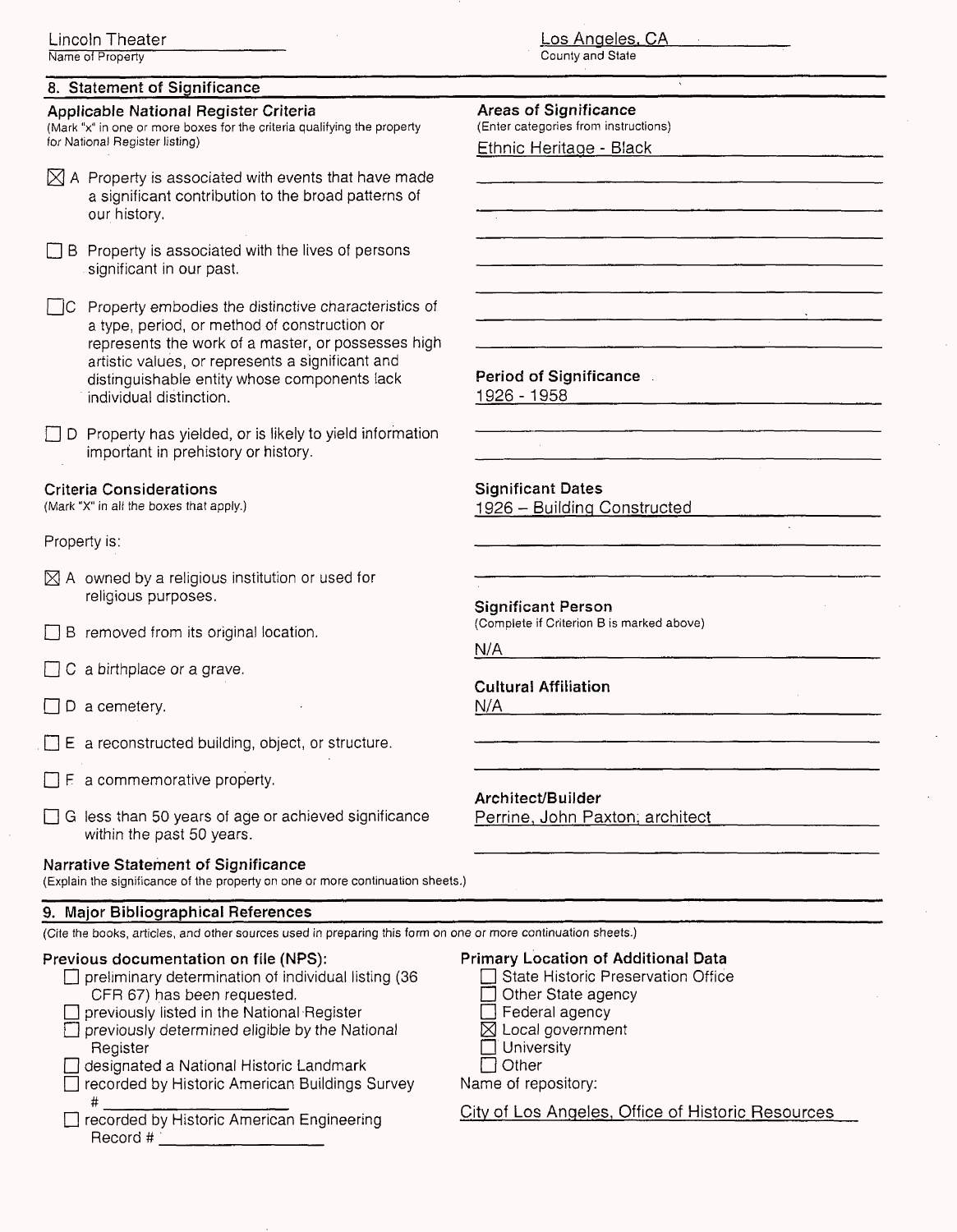Lincoln Theater
Name of Property

Los Angeles, CA
County and State

## 8. Statement of Significance

### Applicable National Register Criteria

(Mark "x" in one or more boxes for the criteria qualifying the property for National Register listing)

- ☒ A Property is associated with events that have made a significant contribution to the broad patterns of our history.
- ☐ B Property is associated with the lives of persons significant in our past.
- ☐ C Property embodies the distinctive characteristics of a type, period, or method of construction or represents the work of a master, or possesses high artistic values, or represents a significant and distinguishable entity whose components lack individual distinction.
- ☐ D Property has yielded, or is likely to yield information important in prehistory or history.

### Criteria Considerations

(Mark "X" in all the boxes that apply.)

Property is:

- ☒ A owned by a religious institution or used for religious purposes.
- ☐ B removed from its original location.
- ☐ C a birthplace or a grave.
- ☐ D a cemetery.
- ☐ E a reconstructed building, object, or structure.
- ☐ F a commemorative property.
- ☐ G less than 50 years of age or achieved significance within the past 50 years.

### Areas of Significance

(Enter categories from instructions)

Ethnic Heritage - Black

### Period of Significance

1926 - 1958

### Significant Dates

1926 – Building Constructed

### Significant Person

(Complete if Criterion B is marked above)

N/A

### Cultural Affiliation

N/A

### Architect/Builder

Perrine, John Paxton, architect

### Narrative Statement of Significance

(Explain the significance of the property on one or more continuation sheets.)

## 9. Major Bibliographical References

(Cite the books, articles, and other sources used in preparing this form on one or more continuation sheets.)

### Previous documentation on file (NPS):

- ☐ preliminary determination of individual listing (36 CFR 67) has been requested.
- ☐ previously listed in the National Register
- ☐ previously determined eligible by the National Register
- ☐ designated a National Historic Landmark
- ☐ recorded by Historic American Buildings Survey # ____________
- ☐ recorded by Historic American Engineering Record # ____________

### Primary Location of Additional Data

- ☐ State Historic Preservation Office
- ☐ Other State agency
- ☐ Federal agency
- ☒ Local government
- ☐ University
- ☐ Other

Name of repository:

City of Los Angeles, Office of Historic Resources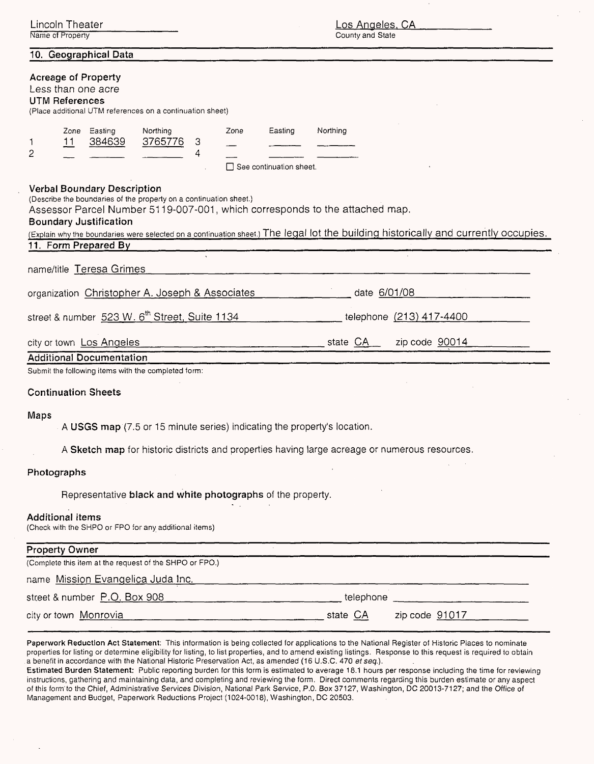Lincoln Theater
Name of Property

Los Angeles, CA
County and State

## 10. Geographical Data

**Acreage of Property**
Less than one acre

**UTM References**
(Place additional UTM references on a continuation sheet)

| | Zone | Easting | Northing | | Zone | Easting | Northing |
|---|---|---|---|---|---|---|---|
| 1 | 11 | 384639 | 3765776 | 3 | | | |
| 2 | | | | 4 | | | |

☐ See continuation sheet.

**Verbal Boundary Description**
(Describe the boundaries of the property on a continuation sheet.)
Assessor Parcel Number 5119-007-001, which corresponds to the attached map.

**Boundary Justification**
(Explain why the boundaries were selected on a continuation sheet.) The legal lot the building historically and currently occupies.

## 11. Form Prepared By

name/title Teresa Grimes

organization Christopher A. Joseph & Associates date 6/01/08

street & number 523 W. 6th Street, Suite 1134 telephone (213) 417-4400

city or town Los Angeles state CA zip code 90014

## Additional Documentation

Submit the following items with the completed form:

**Continuation Sheets**

**Maps**

A **USGS map** (7.5 or 15 minute series) indicating the property's location.

A **Sketch map** for historic districts and properties having large acreage or numerous resources.

**Photographs**

Representative **black and white photographs** of the property.

**Additional items**
(Check with the SHPO or FPO for any additional items)

## Property Owner

(Complete this item at the request of the SHPO or FPO.)

name Mission Evangelica Juda Inc.

street & number P.O. Box 908 telephone

city or town Monrovia state CA zip code 91017

**Paperwork Reduction Act Statement:** This information is being collected for applications to the National Register of Historic Places to nominate properties for listing or determine eligibility for listing, to list properties, and to amend existing listings. Response to this request is required to obtain a benefit in accordance with the National Historic Preservation Act, as amended (16 U.S.C. 470 *et seq.*).

**Estimated Burden Statement:** Public reporting burden for this form is estimated to average 18.1 hours per response including the time for reviewing instructions, gathering and maintaining data, and completing and reviewing the form. Direct comments regarding this burden estimate or any aspect of this form to the Chief, Administrative Services Division, National Park Service, P.O. Box 37127, Washington, DC 20013-7127; and the Office of Management and Budget, Paperwork Reductions Project (1024-0018), Washington, DC 20503.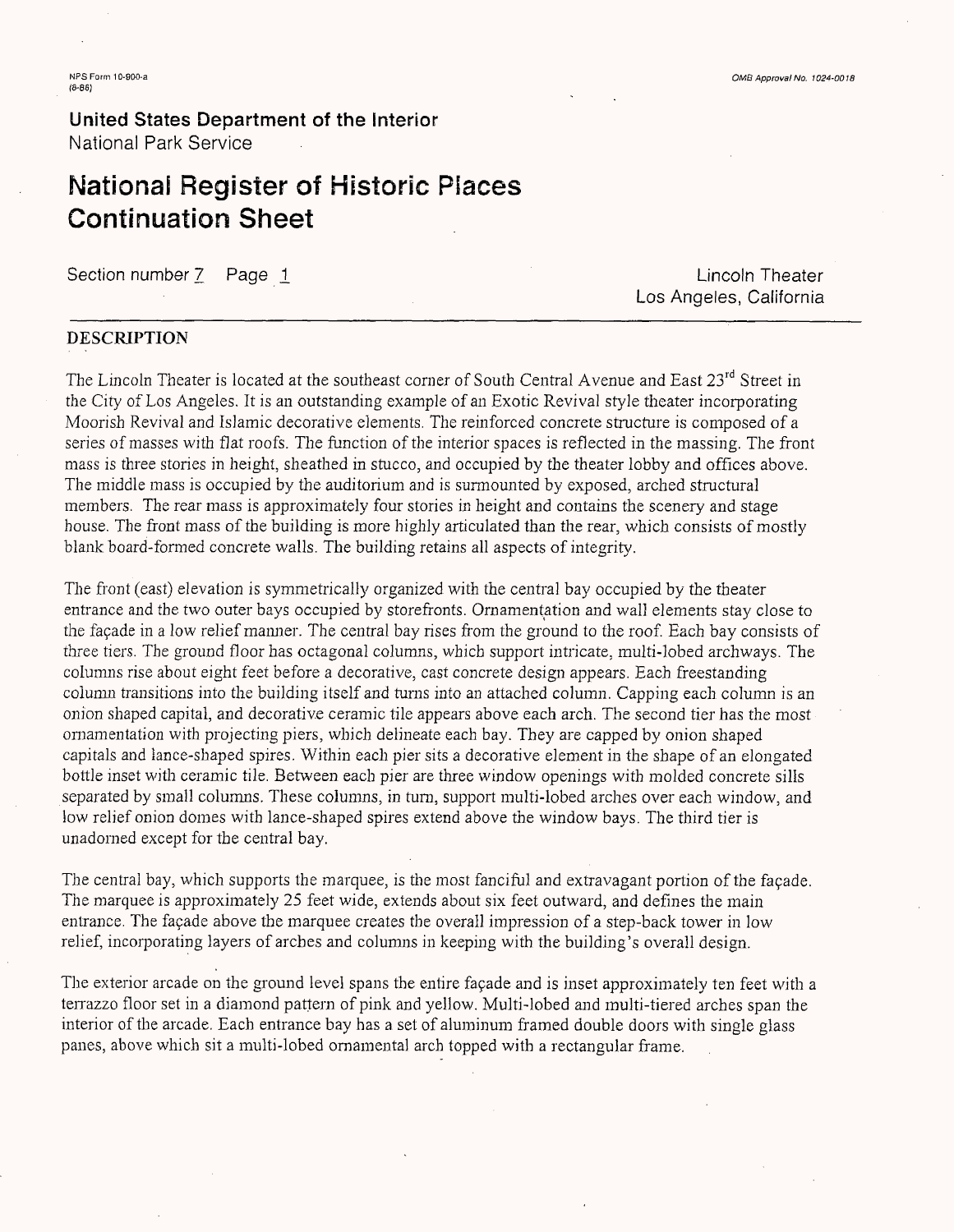**United States Department of the Interior**
National Park Service

# National Register of Historic Places Continuation Sheet

Section number 7 Page 1

Lincoln Theater
Los Angeles, California

## DESCRIPTION

The Lincoln Theater is located at the southeast corner of South Central Avenue and East 23rd Street in the City of Los Angeles. It is an outstanding example of an Exotic Revival style theater incorporating Moorish Revival and Islamic decorative elements. The reinforced concrete structure is composed of a series of masses with flat roofs. The function of the interior spaces is reflected in the massing. The front mass is three stories in height, sheathed in stucco, and occupied by the theater lobby and offices above. The middle mass is occupied by the auditorium and is surmounted by exposed, arched structural members. The rear mass is approximately four stories in height and contains the scenery and stage house. The front mass of the building is more highly articulated than the rear, which consists of mostly blank board-formed concrete walls. The building retains all aspects of integrity.

The front (east) elevation is symmetrically organized with the central bay occupied by the theater entrance and the two outer bays occupied by storefronts. Ornamentation and wall elements stay close to the façade in a low relief manner. The central bay rises from the ground to the roof. Each bay consists of three tiers. The ground floor has octagonal columns, which support intricate, multi-lobed archways. The columns rise about eight feet before a decorative, cast concrete design appears. Each freestanding column transitions into the building itself and turns into an attached column. Capping each column is an onion shaped capital, and decorative ceramic tile appears above each arch. The second tier has the most ornamentation with projecting piers, which delineate each bay. They are capped by onion shaped capitals and lance-shaped spires. Within each pier sits a decorative element in the shape of an elongated bottle inset with ceramic tile. Between each pier are three window openings with molded concrete sills separated by small columns. These columns, in turn, support multi-lobed arches over each window, and low relief onion domes with lance-shaped spires extend above the window bays. The third tier is unadorned except for the central bay.

The central bay, which supports the marquee, is the most fanciful and extravagant portion of the façade. The marquee is approximately 25 feet wide, extends about six feet outward, and defines the main entrance. The façade above the marquee creates the overall impression of a step-back tower in low relief, incorporating layers of arches and columns in keeping with the building's overall design.

The exterior arcade on the ground level spans the entire façade and is inset approximately ten feet with a terrazzo floor set in a diamond pattern of pink and yellow. Multi-lobed and multi-tiered arches span the interior of the arcade. Each entrance bay has a set of aluminum framed double doors with single glass panes, above which sit a multi-lobed ornamental arch topped with a rectangular frame.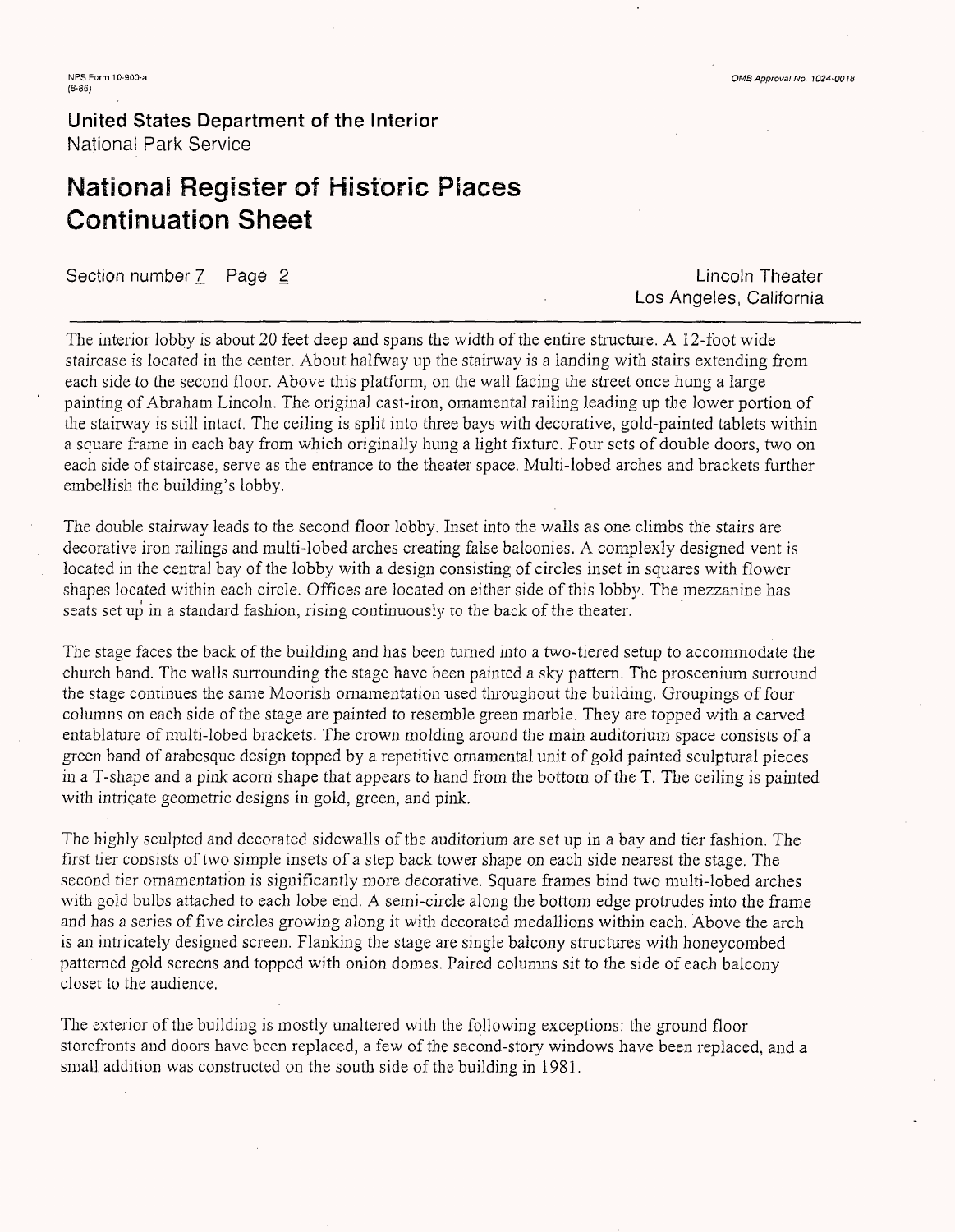The interior lobby is about 20 feet deep and spans the width of the entire structure. A 12-foot wide staircase is located in the center. About halfway up the stairway is a landing with stairs extending from each side to the second floor. Above this platform, on the wall facing the street once hung a large painting of Abraham Lincoln. The original cast-iron, ornamental railing leading up the lower portion of the stairway is still intact. The ceiling is split into three bays with decorative, gold-painted tablets within a square frame in each bay from which originally hung a light fixture. Four sets of double doors, two on each side of staircase, serve as the entrance to the theater space. Multi-lobed arches and brackets further embellish the building's lobby.

The double stairway leads to the second floor lobby. Inset into the walls as one climbs the stairs are decorative iron railings and multi-lobed arches creating false balconies. A complexly designed vent is located in the central bay of the lobby with a design consisting of circles inset in squares with flower shapes located within each circle. Offices are located on either side of this lobby. The mezzanine has seats set up in a standard fashion, rising continuously to the back of the theater.

The stage faces the back of the building and has been turned into a two-tiered setup to accommodate the church band. The walls surrounding the stage have been painted a sky pattern. The proscenium surround the stage continues the same Moorish ornamentation used throughout the building. Groupings of four columns on each side of the stage are painted to resemble green marble. They are topped with a carved entablature of multi-lobed brackets. The crown molding around the main auditorium space consists of a green band of arabesque design topped by a repetitive ornamental unit of gold painted sculptural pieces in a T-shape and a pink acorn shape that appears to hand from the bottom of the T. The ceiling is painted with intricate geometric designs in gold, green, and pink.

The highly sculpted and decorated sidewalls of the auditorium are set up in a bay and tier fashion. The first tier consists of two simple insets of a step back tower shape on each side nearest the stage. The second tier ornamentation is significantly more decorative. Square frames bind two multi-lobed arches with gold bulbs attached to each lobe end. A semi-circle along the bottom edge protrudes into the frame and has a series of five circles growing along it with decorated medallions within each. Above the arch is an intricately designed screen. Flanking the stage are single balcony structures with honeycombed patterned gold screens and topped with onion domes. Paired columns sit to the side of each balcony closet to the audience.

The exterior of the building is mostly unaltered with the following exceptions: the ground floor storefronts and doors have been replaced, a few of the second-story windows have been replaced, and a small addition was constructed on the south side of the building in 1981.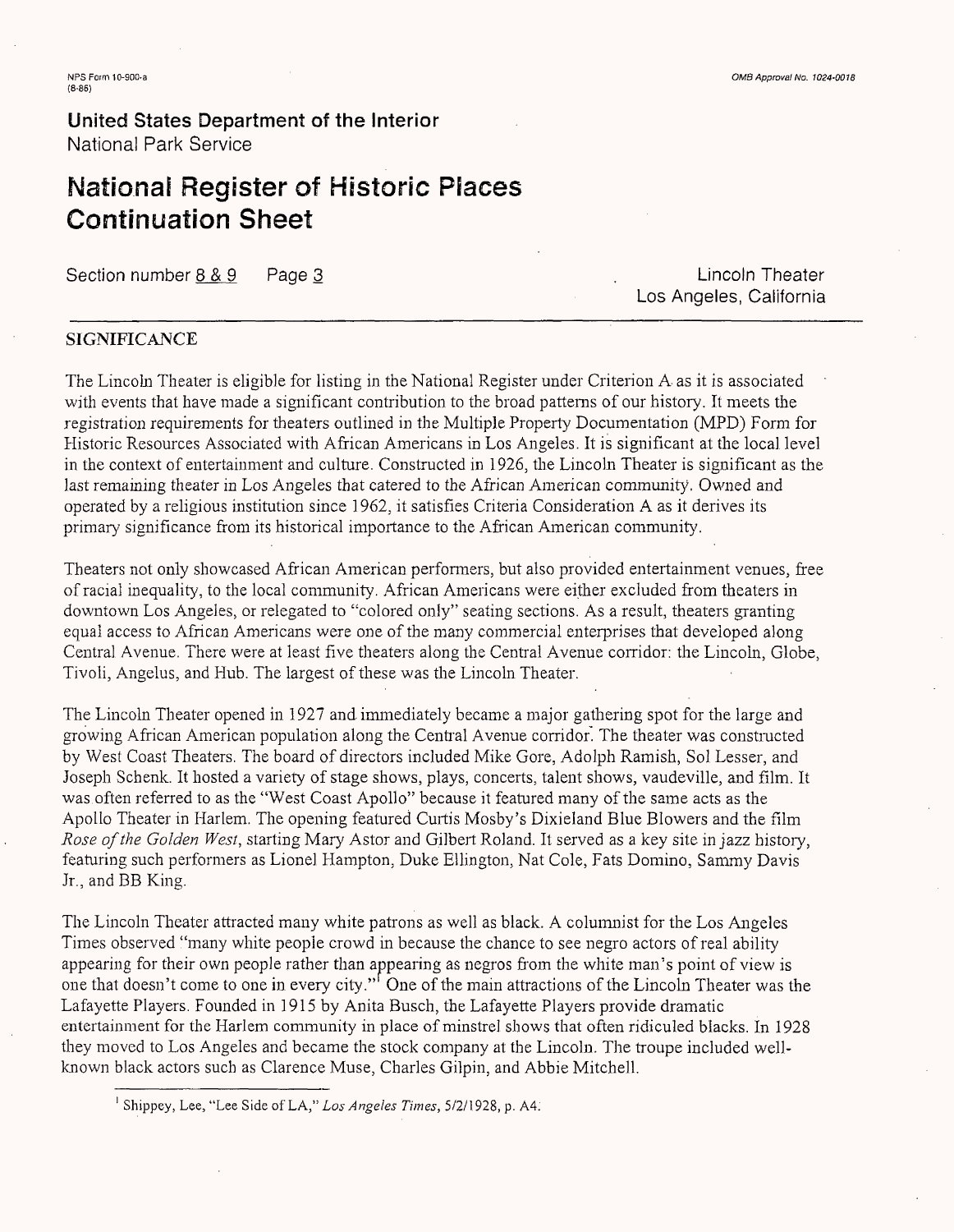**United States Department of the Interior**
National Park Service

# National Register of Historic Places Continuation Sheet

Section number 8 & 9 Page 3

Lincoln Theater
Los Angeles, California

## SIGNIFICANCE

The Lincoln Theater is eligible for listing in the National Register under Criterion A as it is associated with events that have made a significant contribution to the broad patterns of our history. It meets the registration requirements for theaters outlined in the Multiple Property Documentation (MPD) Form for Historic Resources Associated with African Americans in Los Angeles. It is significant at the local level in the context of entertainment and culture. Constructed in 1926, the Lincoln Theater is significant as the last remaining theater in Los Angeles that catered to the African American community. Owned and operated by a religious institution since 1962, it satisfies Criteria Consideration A as it derives its primary significance from its historical importance to the African American community.

Theaters not only showcased African American performers, but also provided entertainment venues, free of racial inequality, to the local community. African Americans were either excluded from theaters in downtown Los Angeles, or relegated to "colored only" seating sections. As a result, theaters granting equal access to African Americans were one of the many commercial enterprises that developed along Central Avenue. There were at least five theaters along the Central Avenue corridor: the Lincoln, Globe, Tivoli, Angelus, and Hub. The largest of these was the Lincoln Theater.

The Lincoln Theater opened in 1927 and immediately became a major gathering spot for the large and growing African American population along the Central Avenue corridor. The theater was constructed by West Coast Theaters. The board of directors included Mike Gore, Adolph Ramish, Sol Lesser, and Joseph Schenk. It hosted a variety of stage shows, plays, concerts, talent shows, vaudeville, and film. It was often referred to as the "West Coast Apollo" because it featured many of the same acts as the Apollo Theater in Harlem. The opening featured Curtis Mosby's Dixieland Blue Blowers and the film *Rose of the Golden West*, starting Mary Astor and Gilbert Roland. It served as a key site in jazz history, featuring such performers as Lionel Hampton, Duke Ellington, Nat Cole, Fats Domino, Sammy Davis Jr., and BB King.

The Lincoln Theater attracted many white patrons as well as black. A columnist for the Los Angeles Times observed "many white people crowd in because the chance to see negro actors of real ability appearing for their own people rather than appearing as negros from the white man's point of view is one that doesn't come to one in every city."[1] One of the main attractions of the Lincoln Theater was the Lafayette Players. Founded in 1915 by Anita Busch, the Lafayette Players provide dramatic entertainment for the Harlem community in place of minstrel shows that often ridiculed blacks. In 1928 they moved to Los Angeles and became the stock company at the Lincoln. The troupe included well-known black actors such as Clarence Muse, Charles Gilpin, and Abbie Mitchell.

[1] Shippey, Lee, "Lee Side of LA," *Los Angeles Times*, 5/2/1928, p. A4.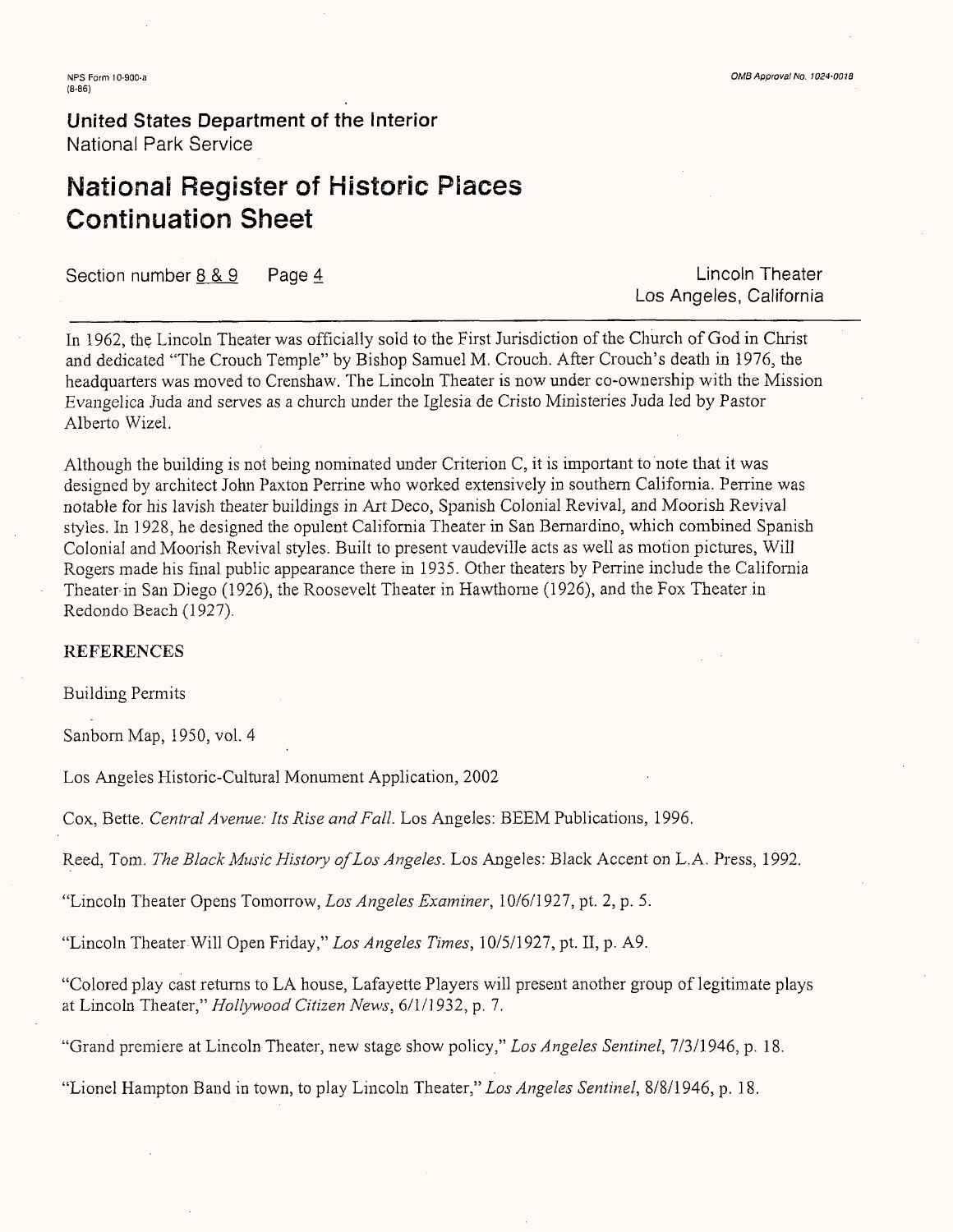In 1962, the Lincoln Theater was officially sold to the First Jurisdiction of the Church of God in Christ and dedicated "The Crouch Temple" by Bishop Samuel M. Crouch. After Crouch's death in 1976, the headquarters was moved to Crenshaw. The Lincoln Theater is now under co-ownership with the Mission Evangelica Juda and serves as a church under the Iglesia de Cristo Ministeries Juda led by Pastor Alberto Wizel.

Although the building is not being nominated under Criterion C, it is important to note that it was designed by architect John Paxton Perrine who worked extensively in southern California. Perrine was notable for his lavish theater buildings in Art Deco, Spanish Colonial Revival, and Moorish Revival styles. In 1928, he designed the opulent California Theater in San Bernardino, which combined Spanish Colonial and Moorish Revival styles. Built to present vaudeville acts as well as motion pictures, Will Rogers made his final public appearance there in 1935. Other theaters by Perrine include the California Theater in San Diego (1926), the Roosevelt Theater in Hawthorne (1926), and the Fox Theater in Redondo Beach (1927).

## REFERENCES

Building Permits

Sanborn Map, 1950, vol. 4

Los Angeles Historic-Cultural Monument Application, 2002

Cox, Bette. *Central Avenue: Its Rise and Fall.* Los Angeles: BEEM Publications, 1996.

Reed, Tom. *The Black Music History of Los Angeles.* Los Angeles: Black Accent on L.A. Press, 1992.

"Lincoln Theater Opens Tomorrow, *Los Angeles Examiner*, 10/6/1927, pt. 2, p. 5.

"Lincoln Theater Will Open Friday," *Los Angeles Times*, 10/5/1927, pt. II, p. A9.

"Colored play cast returns to LA house, Lafayette Players will present another group of legitimate plays at Lincoln Theater," *Hollywood Citizen News*, 6/1/1932, p. 7.

"Grand premiere at Lincoln Theater, new stage show policy," *Los Angeles Sentinel*, 7/3/1946, p. 18.

"Lionel Hampton Band in town, to play Lincoln Theater," *Los Angeles Sentinel*, 8/8/1946, p. 18.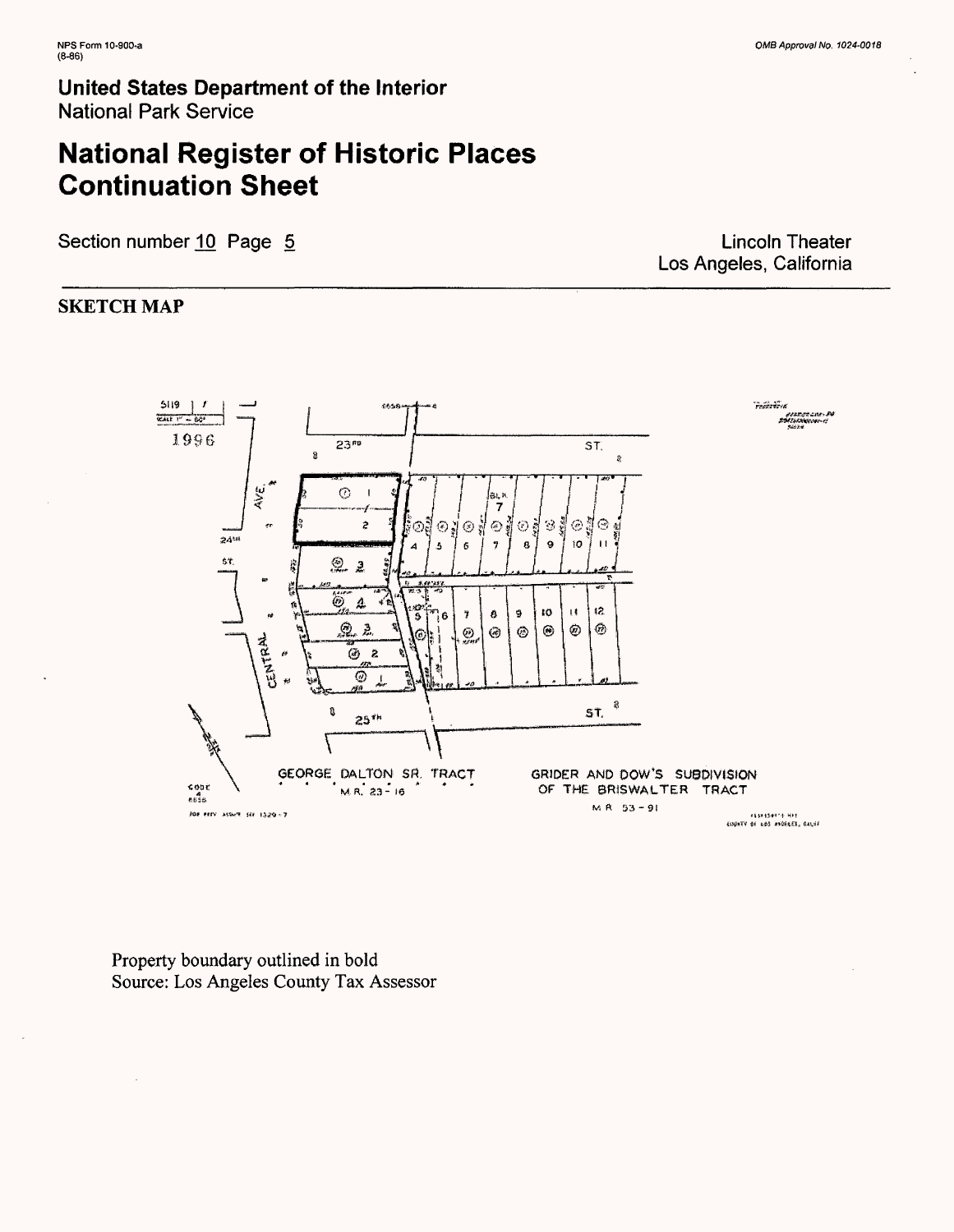United States Department of the Interior
National Park Service

# National Register of Historic Places Continuation Sheet

Section number 10 Page 5

Lincoln Theater
Los Angeles, California

## SKETCH MAP

5119 | 1
1996

23RD ST.

24TH ST.

CENTRAL AVE.

25TH ST.

GEORGE DALTON SR. TRACT
M.R. 23-16

GRIDER AND DOW'S SUBDIVISION
OF THE BRISWALTER TRACT
M.R. 53-91

Property boundary outlined in bold
Source: Los Angeles County Tax Assessor